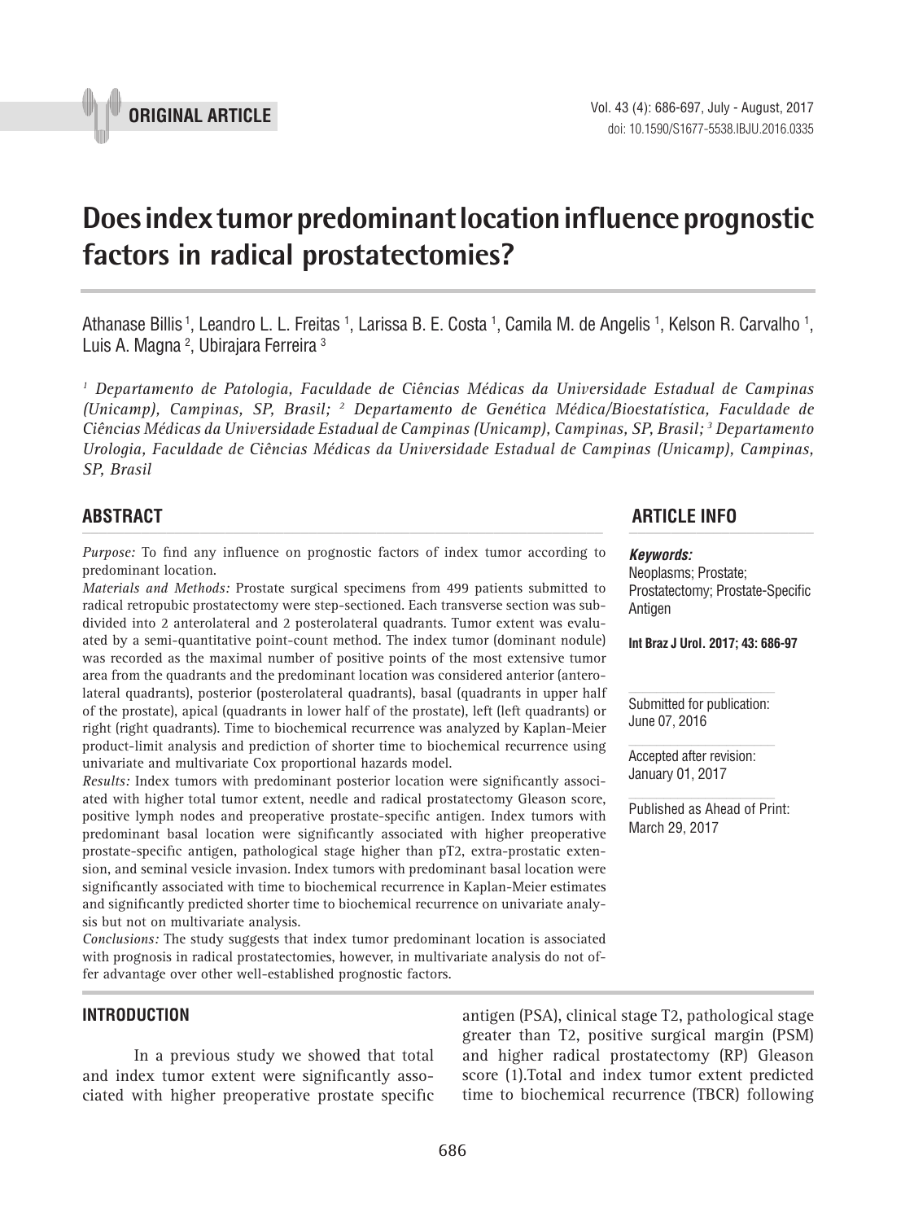ORIGINAL ARTICLE

# Does index tumor predominant location influence prognostic factors in radical prostatectomies?

Athanase Billis [1], Leandro L. L. Freitas [1], Larissa B. E. Costa [1], Camila M. de Angelis [1], Kelson R. Carvalho [1], Luis A. Magna [2], Ubirajara Ferreira [3]

*[1] Departamento de Patologia, Faculdade de Ciências Médicas da Universidade Estadual de Campinas (Unicamp), Campinas, SP, Brasil; [2] Departamento de Genética Médica/Bioestatística, Faculdade de Ciências Médicas da Universidade Estadual de Campinas (Unicamp), Campinas, SP, Brasil; [3] Departamento Urologia, Faculdade de Ciências Médicas da Universidade Estadual de Campinas (Unicamp), Campinas, SP, Brasil*

## ABSTRACT

*Purpose:* To find any influence on prognostic factors of index tumor according to predominant location.

*Materials and Methods:* Prostate surgical specimens from 499 patients submitted to radical retropubic prostatectomy were step-sectioned. Each transverse section was subdivided into 2 anterolateral and 2 posterolateral quadrants. Tumor extent was evaluated by a semi-quantitative point-count method. The index tumor (dominant nodule) was recorded as the maximal number of positive points of the most extensive tumor area from the quadrants and the predominant location was considered anterior (anterolateral quadrants), posterior (posterolateral quadrants), basal (quadrants in upper half of the prostate), apical (quadrants in lower half of the prostate), left (left quadrants) or right (right quadrants). Time to biochemical recurrence was analyzed by Kaplan-Meier product-limit analysis and prediction of shorter time to biochemical recurrence using univariate and multivariate Cox proportional hazards model.

*Results:* Index tumors with predominant posterior location were significantly associated with higher total tumor extent, needle and radical prostatectomy Gleason score, positive lymph nodes and preoperative prostate-specific antigen. Index tumors with predominant basal location were significantly associated with higher preoperative prostate-specific antigen, pathological stage higher than pT2, extra-prostatic extension, and seminal vesicle invasion. Index tumors with predominant basal location were significantly associated with time to biochemical recurrence in Kaplan-Meier estimates and significantly predicted shorter time to biochemical recurrence on univariate analysis but not on multivariate analysis.

*Conclusions:* The study suggests that index tumor predominant location is associated with prognosis in radical prostatectomies, however, in multivariate analysis do not offer advantage over other well-established prognostic factors.

## ARTICLE INFO

***Keywords:***
Neoplasms; Prostate; Prostatectomy; Prostate-Specific Antigen

**Int Braz J Urol. 2017; 43: 686-97**

Submitted for publication: June 07, 2016

Accepted after revision: January 01, 2017

Published as Ahead of Print: March 29, 2017

## INTRODUCTION

In a previous study we showed that total and index tumor extent were significantly associated with higher preoperative prostate specific antigen (PSA), clinical stage T2, pathological stage greater than T2, positive surgical margin (PSM) and higher radical prostatectomy (RP) Gleason score (1).Total and index tumor extent predicted time to biochemical recurrence (TBCR) following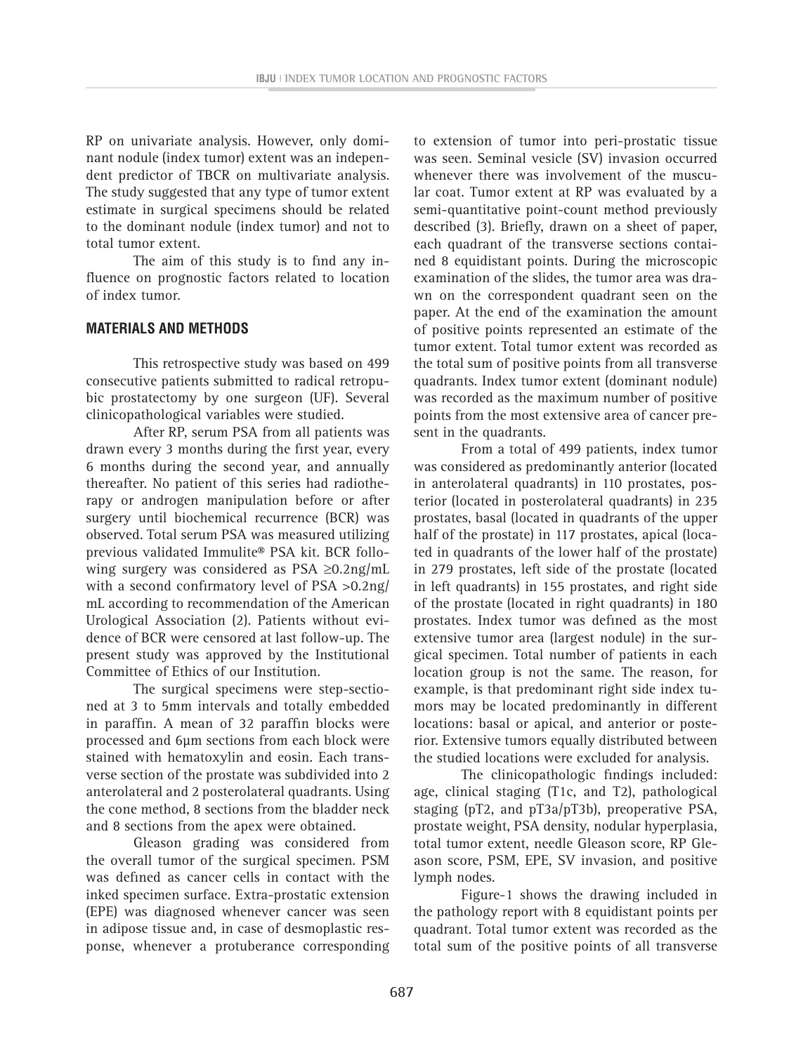RP on univariate analysis. However, only dominant nodule (index tumor) extent was an independent predictor of TBCR on multivariate analysis. The study suggested that any type of tumor extent estimate in surgical specimens should be related to the dominant nodule (index tumor) and not to total tumor extent.

The aim of this study is to find any influence on prognostic factors related to location of index tumor.

## MATERIALS AND METHODS

This retrospective study was based on 499 consecutive patients submitted to radical retropubic prostatectomy by one surgeon (UF). Several clinicopathological variables were studied.

After RP, serum PSA from all patients was drawn every 3 months during the first year, every 6 months during the second year, and annually thereafter. No patient of this series had radiotherapy or androgen manipulation before or after surgery until biochemical recurrence (BCR) was observed. Total serum PSA was measured utilizing previous validated Immulite® PSA kit. BCR following surgery was considered as PSA ≥0.2ng/mL with a second confirmatory level of PSA >0.2ng/mL according to recommendation of the American Urological Association (2). Patients without evidence of BCR were censored at last follow-up. The present study was approved by the Institutional Committee of Ethics of our Institution.

The surgical specimens were step-sectioned at 3 to 5mm intervals and totally embedded in paraffin. A mean of 32 paraffin blocks were processed and 6µm sections from each block were stained with hematoxylin and eosin. Each transverse section of the prostate was subdivided into 2 anterolateral and 2 posterolateral quadrants. Using the cone method, 8 sections from the bladder neck and 8 sections from the apex were obtained.

Gleason grading was considered from the overall tumor of the surgical specimen. PSM was defined as cancer cells in contact with the inked specimen surface. Extra-prostatic extension (EPE) was diagnosed whenever cancer was seen in adipose tissue and, in case of desmoplastic response, whenever a protuberance corresponding to extension of tumor into peri-prostatic tissue was seen. Seminal vesicle (SV) invasion occurred whenever there was involvement of the muscular coat. Tumor extent at RP was evaluated by a semi-quantitative point-count method previously described (3). Briefly, drawn on a sheet of paper, each quadrant of the transverse sections contained 8 equidistant points. During the microscopic examination of the slides, the tumor area was drawn on the correspondent quadrant seen on the paper. At the end of the examination the amount of positive points represented an estimate of the tumor extent. Total tumor extent was recorded as the total sum of positive points from all transverse quadrants. Index tumor extent (dominant nodule) was recorded as the maximum number of positive points from the most extensive area of cancer present in the quadrants.

From a total of 499 patients, index tumor was considered as predominantly anterior (located in anterolateral quadrants) in 110 prostates, posterior (located in posterolateral quadrants) in 235 prostates, basal (located in quadrants of the upper half of the prostate) in 117 prostates, apical (located in quadrants of the lower half of the prostate) in 279 prostates, left side of the prostate (located in left quadrants) in 155 prostates, and right side of the prostate (located in right quadrants) in 180 prostates. Index tumor was defined as the most extensive tumor area (largest nodule) in the surgical specimen. Total number of patients in each location group is not the same. The reason, for example, is that predominant right side index tumors may be located predominantly in different locations: basal or apical, and anterior or posterior. Extensive tumors equally distributed between the studied locations were excluded for analysis.

The clinicopathologic findings included: age, clinical staging (T1c, and T2), pathological staging (pT2, and pT3a/pT3b), preoperative PSA, prostate weight, PSA density, nodular hyperplasia, total tumor extent, needle Gleason score, RP Gleason score, PSM, EPE, SV invasion, and positive lymph nodes.

Figure-1 shows the drawing included in the pathology report with 8 equidistant points per quadrant. Total tumor extent was recorded as the total sum of the positive points of all transverse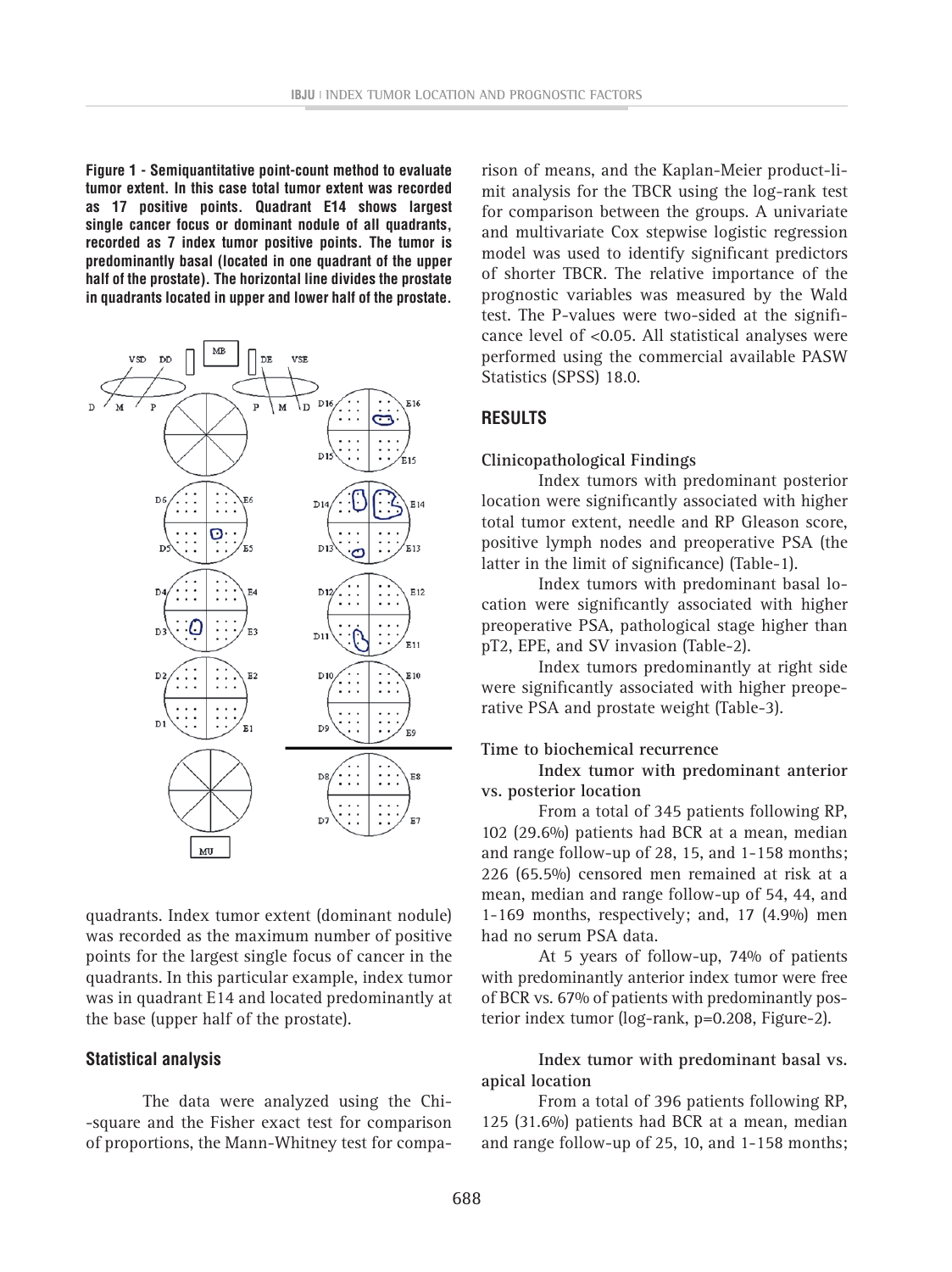**Figure 1 - Semiquantitative point-count method to evaluate tumor extent. In this case total tumor extent was recorded as 17 positive points. Quadrant E14 shows largest single cancer focus or dominant nodule of all quadrants, recorded as 7 index tumor positive points. The tumor is predominantly basal (located in one quadrant of the upper half of the prostate). The horizontal line divides the prostate in quadrants located in upper and lower half of the prostate.**

quadrants. Index tumor extent (dominant nodule) was recorded as the maximum number of positive points for the largest single focus of cancer in the quadrants. In this particular example, index tumor was in quadrant E14 and located predominantly at the base (upper half of the prostate).

## Statistical analysis

The data were analyzed using the Chi--square and the Fisher exact test for comparison of proportions, the Mann-Whitney test for comparison of means, and the Kaplan-Meier product-limit analysis for the TBCR using the log-rank test for comparison between the groups. A univariate and multivariate Cox stepwise logistic regression model was used to identify significant predictors of shorter TBCR. The relative importance of the prognostic variables was measured by the Wald test. The P-values were two-sided at the significance level of <0.05. All statistical analyses were performed using the commercial available PASW Statistics (SPSS) 18.0.

## RESULTS

### Clinicopathological Findings

Index tumors with predominant posterior location were significantly associated with higher total tumor extent, needle and RP Gleason score, positive lymph nodes and preoperative PSA (the latter in the limit of significance) (Table-1).

Index tumors with predominant basal location were significantly associated with higher preoperative PSA, pathological stage higher than pT2, EPE, and SV invasion (Table-2).

Index tumors predominantly at right side were significantly associated with higher preoperative PSA and prostate weight (Table-3).

### Time to biochemical recurrence

**Index tumor with predominant anterior vs. posterior location**

From a total of 345 patients following RP, 102 (29.6%) patients had BCR at a mean, median and range follow-up of 28, 15, and 1-158 months; 226 (65.5%) censored men remained at risk at a mean, median and range follow-up of 54, 44, and 1-169 months, respectively; and, 17 (4.9%) men had no serum PSA data.

At 5 years of follow-up, 74% of patients with predominantly anterior index tumor were free of BCR vs. 67% of patients with predominantly posterior index tumor (log-rank, p=0.208, Figure-2).

**Index tumor with predominant basal vs. apical location**

From a total of 396 patients following RP, 125 (31.6%) patients had BCR at a mean, median and range follow-up of 25, 10, and 1-158 months;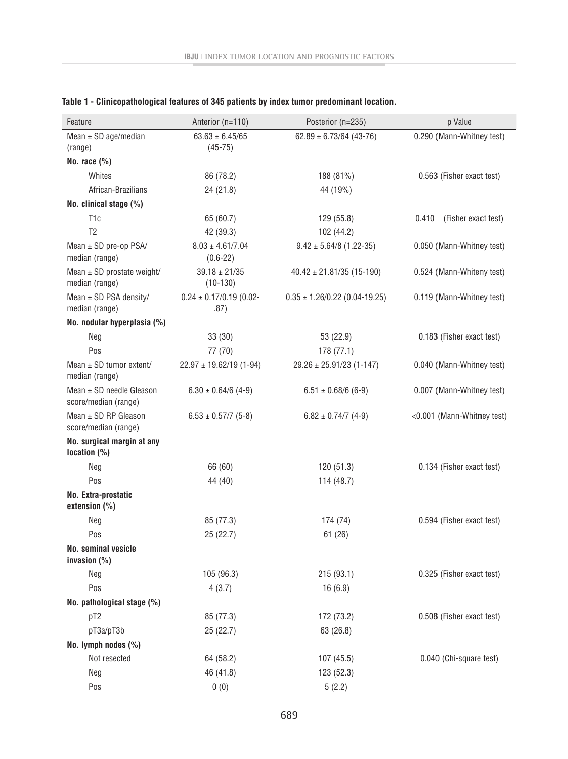**Table 1 - Clinicopathological features of 345 patients by index tumor predominant location.**

| Feature | Anterior (n=110) | Posterior (n=235) | p Value |
|---|---|---|---|
| Mean ± SD age/median (range) | 63.63 ± 6.45/65 (45-75) | 62.89 ± 6.73/64 (43-76) | 0.290 (Mann-Whitney test) |
| **No. race (%)** | | | |
| Whites | 86 (78.2) | 188 (81%) | 0.563 (Fisher exact test) |
| African-Brazilians | 24 (21.8) | 44 (19%) | |
| **No. clinical stage (%)** | | | |
| T1c | 65 (60.7) | 129 (55.8) | 0.410 (Fisher exact test) |
| T2 | 42 (39.3) | 102 (44.2) | |
| Mean ± SD pre-op PSA/ median (range) | 8.03 ± 4.61/7.04 (0.6-22) | 9.42 ± 5.64/8 (1.22-35) | 0.050 (Mann-Whitney test) |
| Mean ± SD prostate weight/ median (range) | 39.18 ± 21/35 (10-130) | 40.42 ± 21.81/35 (15-190) | 0.524 (Mann-Whiteny test) |
| Mean ± SD PSA density/ median (range) | 0.24 ± 0.17/0.19 (0.02-.87) | 0.35 ± 1.26/0.22 (0.04-19.25) | 0.119 (Mann-Whitney test) |
| **No. nodular hyperplasia (%)** | | | |
| Neg | 33 (30) | 53 (22.9) | 0.183 (Fisher exact test) |
| Pos | 77 (70) | 178 (77.1) | |
| Mean ± SD tumor extent/ median (range) | 22.97 ± 19.62/19 (1-94) | 29.26 ± 25.91/23 (1-147) | 0.040 (Mann-Whitney test) |
| Mean ± SD needle Gleason score/median (range) | 6.30 ± 0.64/6 (4-9) | 6.51 ± 0.68/6 (6-9) | 0.007 (Mann-Whitney test) |
| Mean ± SD RP Gleason score/median (range) | 6.53 ± 0.57/7 (5-8) | 6.82 ± 0.74/7 (4-9) | <0.001 (Mann-Whitney test) |
| **No. surgical margin at any location (%)** | | | |
| Neg | 66 (60) | 120 (51.3) | 0.134 (Fisher exact test) |
| Pos | 44 (40) | 114 (48.7) | |
| **No. Extra-prostatic extension (%)** | | | |
| Neg | 85 (77.3) | 174 (74) | 0.594 (Fisher exact test) |
| Pos | 25 (22.7) | 61 (26) | |
| **No. seminal vesicle invasion (%)** | | | |
| Neg | 105 (96.3) | 215 (93.1) | 0.325 (Fisher exact test) |
| Pos | 4 (3.7) | 16 (6.9) | |
| **No. pathological stage (%)** | | | |
| pT2 | 85 (77.3) | 172 (73.2) | 0.508 (Fisher exact test) |
| pT3a/pT3b | 25 (22.7) | 63 (26.8) | |
| **No. lymph nodes (%)** | | | |
| Not resected | 64 (58.2) | 107 (45.5) | 0.040 (Chi-square test) |
| Neg | 46 (41.8) | 123 (52.3) | |
| Pos | 0 (0) | 5 (2.2) | |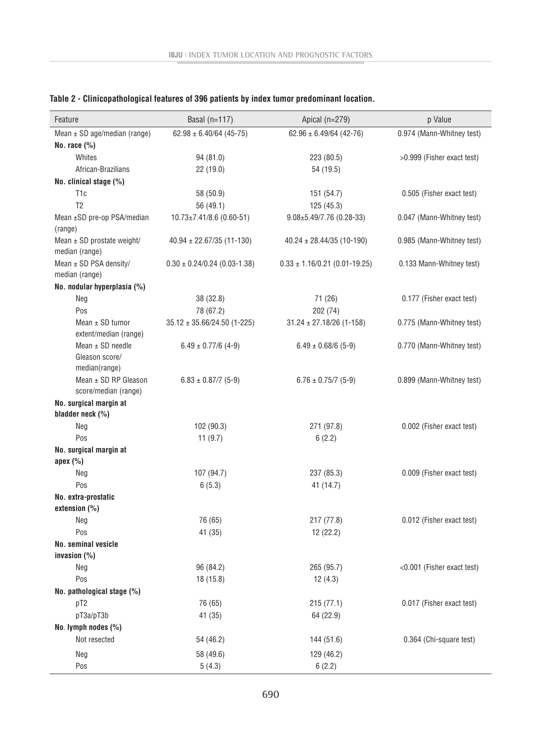**Table 2 - Clinicopathological features of 396 patients by index tumor predominant location.**

| Feature | Basal (n=117) | Apical (n=279) | p Value |
|---|---|---|---|
| Mean ± SD age/median (range) | 62.98 ± 6.40/64 (45-75) | 62.96 ± 6.49/64 (42-76) | 0.974 (Mann-Whitney test) |
| **No. race (%)** | | | |
| Whites | 94 (81.0) | 223 (80.5) | >0.999 (Fisher exact test) |
| African-Brazilians | 22 (19.0) | 54 (19.5) | |
| **No. clinical stage (%)** | | | |
| T1c | 58 (50.9) | 151 (54.7) | 0.505 (Fisher exact test) |
| T2 | 56 (49.1) | 125 (45.3) | |
| Mean ±SD pre-op PSA/median (range) | 10.73±7.41/8.6 (0.60-51) | 9.08±5.49/7.76 (0.28-33) | 0.047 (Mann-Whitney test) |
| Mean ± SD prostate weight/ median (range) | 40.94 ± 22.67/35 (11-130) | 40.24 ± 28.44/35 (10-190) | 0.985 (Mann-Whitney test) |
| Mean ± SD PSA density/ median (range) | 0.30 ± 0.24/0.24 (0.03-1.38) | 0.33 ± 1.16/0.21 (0.01-19.25) | 0.133 Mann-Whitney test) |
| **No. nodular hyperplasia (%)** | | | |
| Neg | 38 (32.8) | 71 (26) | 0.177 (Fisher exact test) |
| Pos | 78 (67.2) | 202 (74) | |
| Mean ± SD tumor extent/median (range) | 35.12 ± 35.66/24.50 (1-225) | 31.24 ± 27.18/26 (1-158) | 0.775 (Mann-Whitney test) |
| Mean ± SD needle Gleason score/ median(range) | 6.49 ± 0.77/6 (4-9) | 6.49 ± 0.68/6 (5-9) | 0.770 (Mann-Whitney test) |
| Mean ± SD RP Gleason score/median (range) | 6.83 ± 0.87/7 (5-9) | 6.76 ± 0.75/7 (5-9) | 0.899 (Mann-Whitney test) |
| **No. surgical margin at bladder neck (%)** | | | |
| Neg | 102 (90.3) | 271 (97.8) | 0.002 (Fisher exact test) |
| Pos | 11 (9.7) | 6 (2.2) | |
| **No. surgical margin at apex (%)** | | | |
| Neg | 107 (94.7) | 237 (85.3) | 0.009 (Fisher exact test) |
| Pos | 6 (5.3) | 41 (14.7) | |
| **No. extra-prostatic extension (%)** | | | |
| Neg | 76 (65) | 217 (77.8) | 0.012 (Fisher exact test) |
| Pos | 41 (35) | 12 (22.2) | |
| **No. seminal vesicle invasion (%)** | | | |
| Neg | 96 (84.2) | 265 (95.7) | <0.001 (Fisher exact test) |
| Pos | 18 (15.8) | 12 (4.3) | |
| **No. pathological stage (%)** | | | |
| pT2 | 76 (65) | 215 (77.1) | 0.017 (Fisher exact test) |
| pT3a/pT3b | 41 (35) | 64 (22.9) | |
| **No. lymph nodes (%)** | | | |
| Not resected | 54 (46.2) | 144 (51.6) | 0.364 (Chi-square test) |
| Neg | 58 (49.6) | 129 (46.2) | |
| Pos | 5 (4.3) | 6 (2.2) | |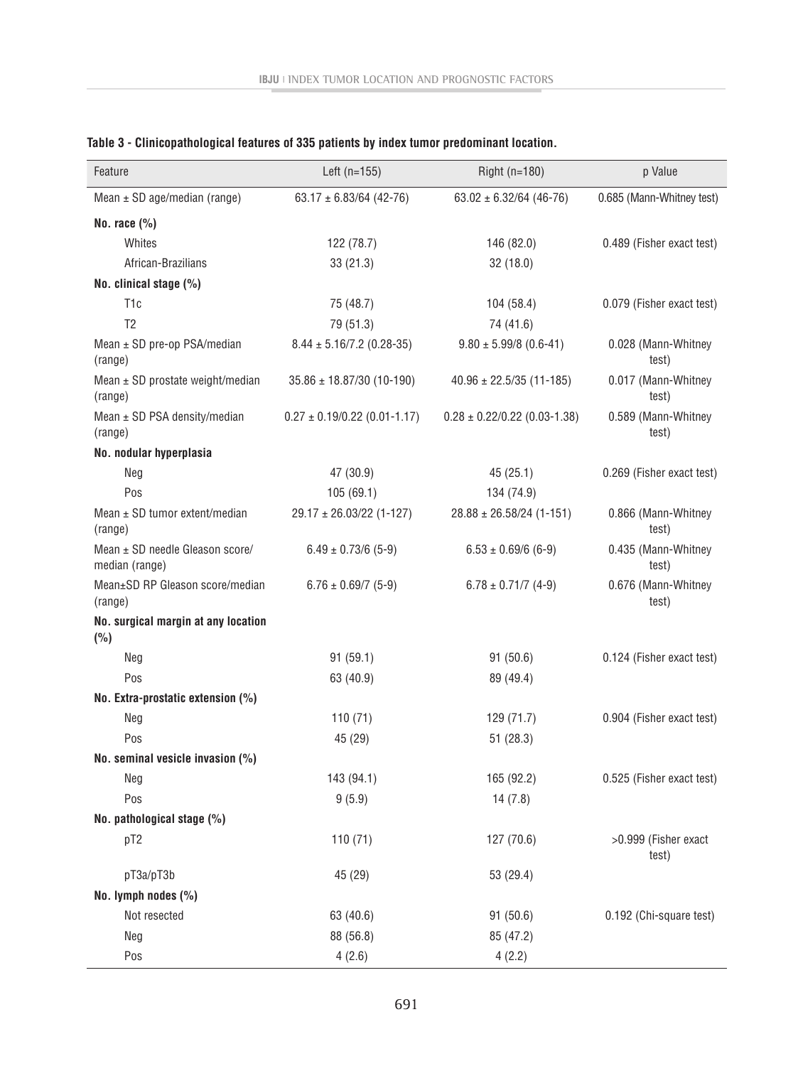**Table 3 - Clinicopathological features of 335 patients by index tumor predominant location.**

| Feature | Left (n=155) | Right (n=180) | p Value |
|---|---|---|---|
| Mean ± SD age/median (range) | 63.17 ± 6.83/64 (42-76) | 63.02 ± 6.32/64 (46-76) | 0.685 (Mann-Whitney test) |
| **No. race (%)** | | | |
| Whites | 122 (78.7) | 146 (82.0) | 0.489 (Fisher exact test) |
| African-Brazilians | 33 (21.3) | 32 (18.0) | |
| **No. clinical stage (%)** | | | |
| T1c | 75 (48.7) | 104 (58.4) | 0.079 (Fisher exact test) |
| T2 | 79 (51.3) | 74 (41.6) | |
| Mean ± SD pre-op PSA/median (range) | 8.44 ± 5.16/7.2 (0.28-35) | 9.80 ± 5.99/8 (0.6-41) | 0.028 (Mann-Whitney test) |
| Mean ± SD prostate weight/median (range) | 35.86 ± 18.87/30 (10-190) | 40.96 ± 22.5/35 (11-185) | 0.017 (Mann-Whitney test) |
| Mean ± SD PSA density/median (range) | 0.27 ± 0.19/0.22 (0.01-1.17) | 0.28 ± 0.22/0.22 (0.03-1.38) | 0.589 (Mann-Whitney test) |
| **No. nodular hyperplasia** | | | |
| Neg | 47 (30.9) | 45 (25.1) | 0.269 (Fisher exact test) |
| Pos | 105 (69.1) | 134 (74.9) | |
| Mean ± SD tumor extent/median (range) | 29.17 ± 26.03/22 (1-127) | 28.88 ± 26.58/24 (1-151) | 0.866 (Mann-Whitney test) |
| Mean ± SD needle Gleason score/ median (range) | 6.49 ± 0.73/6 (5-9) | 6.53 ± 0.69/6 (6-9) | 0.435 (Mann-Whitney test) |
| Mean±SD RP Gleason score/median (range) | 6.76 ± 0.69/7 (5-9) | 6.78 ± 0.71/7 (4-9) | 0.676 (Mann-Whitney test) |
| **No. surgical margin at any location (%)** | | | |
| Neg | 91 (59.1) | 91 (50.6) | 0.124 (Fisher exact test) |
| Pos | 63 (40.9) | 89 (49.4) | |
| **No. Extra-prostatic extension (%)** | | | |
| Neg | 110 (71) | 129 (71.7) | 0.904 (Fisher exact test) |
| Pos | 45 (29) | 51 (28.3) | |
| **No. seminal vesicle invasion (%)** | | | |
| Neg | 143 (94.1) | 165 (92.2) | 0.525 (Fisher exact test) |
| Pos | 9 (5.9) | 14 (7.8) | |
| **No. pathological stage (%)** | | | |
| pT2 | 110 (71) | 127 (70.6) | >0.999 (Fisher exact test) |
| pT3a/pT3b | 45 (29) | 53 (29.4) | |
| **No. lymph nodes (%)** | | | |
| Not resected | 63 (40.6) | 91 (50.6) | 0.192 (Chi-square test) |
| Neg | 88 (56.8) | 85 (47.2) | |
| Pos | 4 (2.6) | 4 (2.2) | |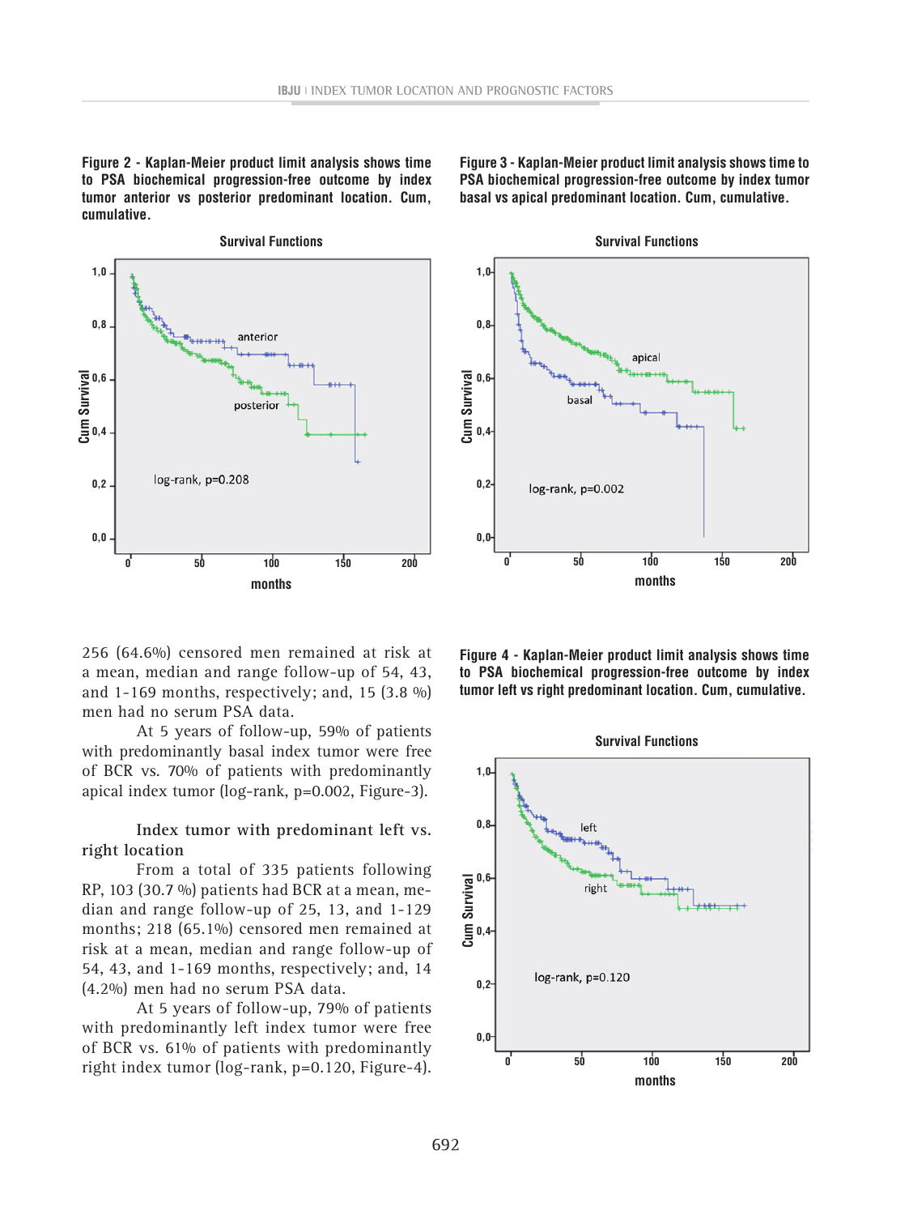**Figure 2 - Kaplan-Meier product limit analysis shows time to PSA biochemical progression-free outcome by index tumor anterior vs posterior predominant location. Cum, cumulative.**

**Figure 3 - Kaplan-Meier product limit analysis shows time to PSA biochemical progression-free outcome by index tumor basal vs apical predominant location. Cum, cumulative.**

256 (64.6%) censored men remained at risk at a mean, median and range follow-up of 54, 43, and 1-169 months, respectively; and, 15 (3.8 %) men had no serum PSA data.

At 5 years of follow-up, 59% of patients with predominantly basal index tumor were free of BCR vs. 70% of patients with predominantly apical index tumor (log-rank, p=0.002, Figure-3).

### Index tumor with predominant left vs. right location

From a total of 335 patients following RP, 103 (30.7 %) patients had BCR at a mean, median and range follow-up of 25, 13, and 1-129 months; 218 (65.1%) censored men remained at risk at a mean, median and range follow-up of 54, 43, and 1-169 months, respectively; and, 14 (4.2%) men had no serum PSA data.

At 5 years of follow-up, 79% of patients with predominantly left index tumor were free of BCR vs. 61% of patients with predominantly right index tumor (log-rank, p=0.120, Figure-4).

**Figure 4 - Kaplan-Meier product limit analysis shows time to PSA biochemical progression-free outcome by index tumor left vs right predominant location. Cum, cumulative.**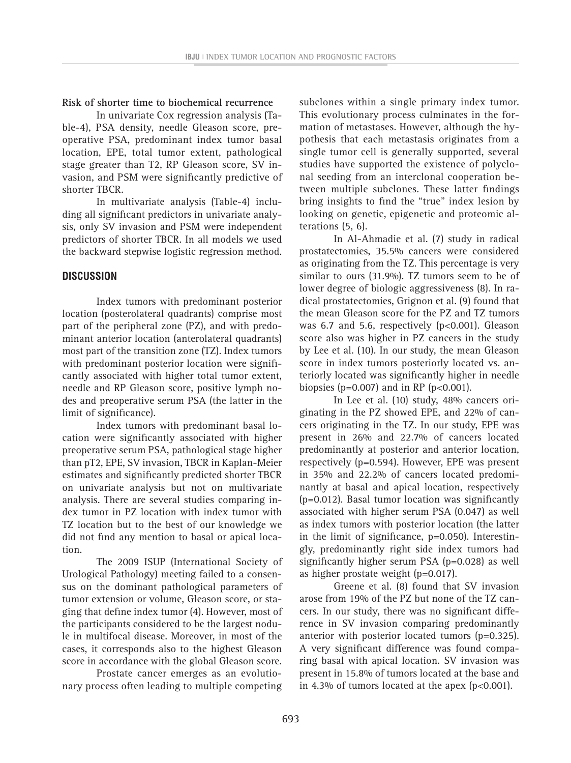**Risk of shorter time to biochemical recurrence**

In univariate Cox regression analysis (Table-4), PSA density, needle Gleason score, preoperative PSA, predominant index tumor basal location, EPE, total tumor extent, pathological stage greater than T2, RP Gleason score, SV invasion, and PSM were significantly predictive of shorter TBCR.

In multivariate analysis (Table-4) including all significant predictors in univariate analysis, only SV invasion and PSM were independent predictors of shorter TBCR. In all models we used the backward stepwise logistic regression method.

## DISCUSSION

Index tumors with predominant posterior location (posterolateral quadrants) comprise most part of the peripheral zone (PZ), and with predominant anterior location (anterolateral quadrants) most part of the transition zone (TZ). Index tumors with predominant posterior location were significantly associated with higher total tumor extent, needle and RP Gleason score, positive lymph nodes and preoperative serum PSA (the latter in the limit of significance).

Index tumors with predominant basal location were significantly associated with higher preoperative serum PSA, pathological stage higher than pT2, EPE, SV invasion, TBCR in Kaplan-Meier estimates and significantly predicted shorter TBCR on univariate analysis but not on multivariate analysis. There are several studies comparing index tumor in PZ location with index tumor with TZ location but to the best of our knowledge we did not find any mention to basal or apical location.

The 2009 ISUP (International Society of Urological Pathology) meeting failed to a consensus on the dominant pathological parameters of tumor extension or volume, Gleason score, or staging that define index tumor (4). However, most of the participants considered to be the largest nodule in multifocal disease. Moreover, in most of the cases, it corresponds also to the highest Gleason score in accordance with the global Gleason score.

Prostate cancer emerges as an evolutionary process often leading to multiple competing subclones within a single primary index tumor. This evolutionary process culminates in the formation of metastases. However, although the hypothesis that each metastasis originates from a single tumor cell is generally supported, several studies have supported the existence of polyclonal seeding from an interclonal cooperation between multiple subclones. These latter findings bring insights to find the "true" index lesion by looking on genetic, epigenetic and proteomic alterations (5, 6).

In Al-Ahmadie et al. (7) study in radical prostatectomies, 35.5% cancers were considered as originating from the TZ. This percentage is very similar to ours (31.9%). TZ tumors seem to be of lower degree of biologic aggressiveness (8). In radical prostatectomies, Grignon et al. (9) found that the mean Gleason score for the PZ and TZ tumors was 6.7 and 5.6, respectively ($p<0.001$). Gleason score also was higher in PZ cancers in the study by Lee et al. (10). In our study, the mean Gleason score in index tumors posteriorly located vs. anteriorly located was significantly higher in needle biopsies ($p=0.007$) and in RP ($p<0.001$).

In Lee et al. (10) study, 48% cancers originating in the PZ showed EPE, and 22% of cancers originating in the TZ. In our study, EPE was present in 26% and 22.7% of cancers located predominantly at posterior and anterior location, respectively ($p=0.594$). However, EPE was present in 35% and 22.2% of cancers located predominantly at basal and apical location, respectively ($p=0.012$). Basal tumor location was significantly associated with higher serum PSA (0.047) as well as index tumors with posterior location (the latter in the limit of significance, $p=0.050$). Interestingly, predominantly right side index tumors had significantly higher serum PSA ($p=0.028$) as well as higher prostate weight ($p=0.017$).

Greene et al. (8) found that SV invasion arose from 19% of the PZ but none of the TZ cancers. In our study, there was no significant difference in SV invasion comparing predominantly anterior with posterior located tumors ($p=0.325$). A very significant difference was found comparing basal with apical location. SV invasion was present in 15.8% of tumors located at the base and in 4.3% of tumors located at the apex ($p<0.001$).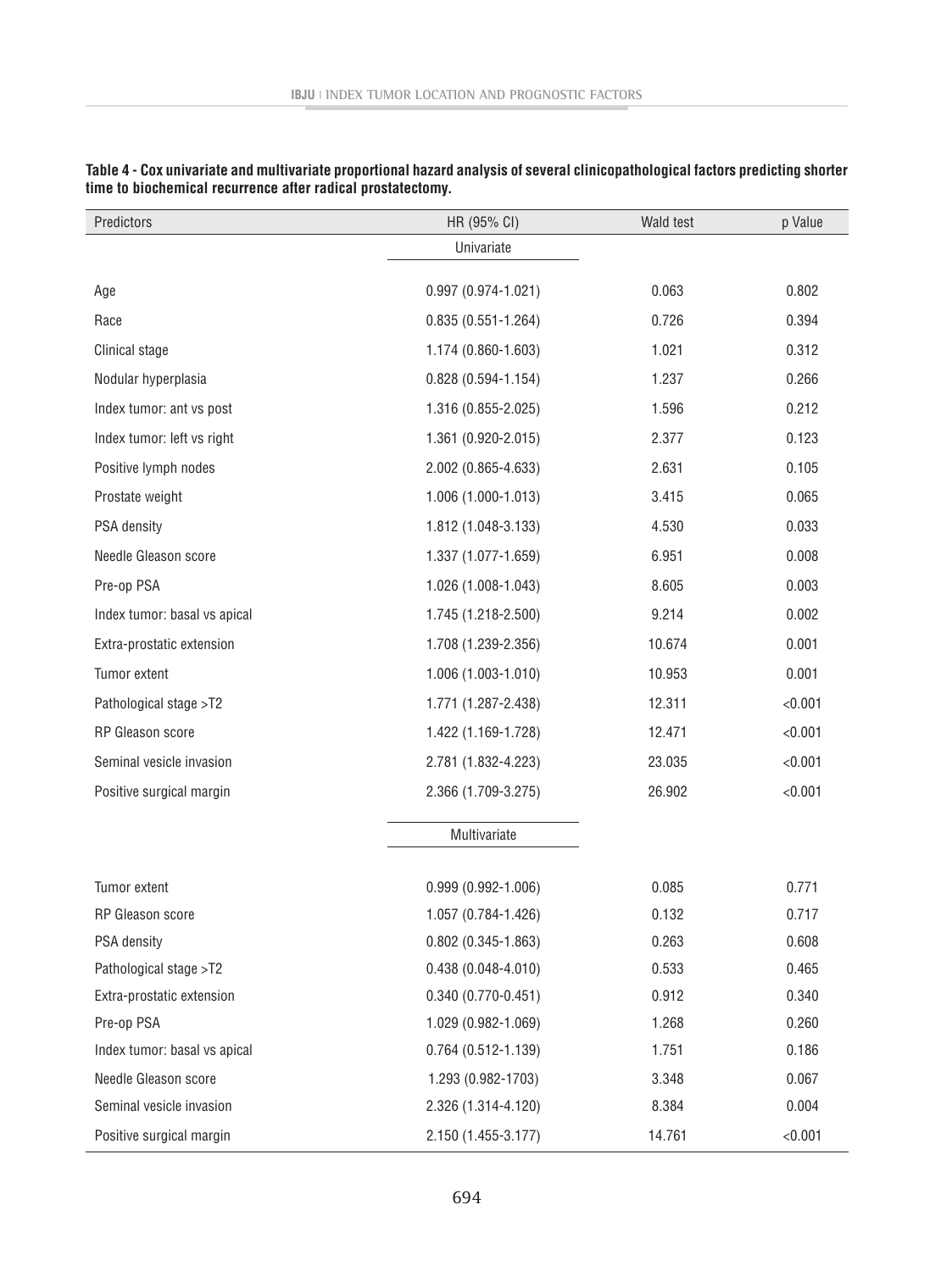**Table 4 - Cox univariate and multivariate proportional hazard analysis of several clinicopathological factors predicting shorter time to biochemical recurrence after radical prostatectomy.**

| Predictors | HR (95% CI) | Wald test | p Value |
|---|---|---|---|
| | Univariate | | |
| Age | 0.997 (0.974-1.021) | 0.063 | 0.802 |
| Race | 0.835 (0.551-1.264) | 0.726 | 0.394 |
| Clinical stage | 1.174 (0.860-1.603) | 1.021 | 0.312 |
| Nodular hyperplasia | 0.828 (0.594-1.154) | 1.237 | 0.266 |
| Index tumor: ant vs post | 1.316 (0.855-2.025) | 1.596 | 0.212 |
| Index tumor: left vs right | 1.361 (0.920-2.015) | 2.377 | 0.123 |
| Positive lymph nodes | 2.002 (0.865-4.633) | 2.631 | 0.105 |
| Prostate weight | 1.006 (1.000-1.013) | 3.415 | 0.065 |
| PSA density | 1.812 (1.048-3.133) | 4.530 | 0.033 |
| Needle Gleason score | 1.337 (1.077-1.659) | 6.951 | 0.008 |
| Pre-op PSA | 1.026 (1.008-1.043) | 8.605 | 0.003 |
| Index tumor: basal vs apical | 1.745 (1.218-2.500) | 9.214 | 0.002 |
| Extra-prostatic extension | 1.708 (1.239-2.356) | 10.674 | 0.001 |
| Tumor extent | 1.006 (1.003-1.010) | 10.953 | 0.001 |
| Pathological stage >T2 | 1.771 (1.287-2.438) | 12.311 | <0.001 |
| RP Gleason score | 1.422 (1.169-1.728) | 12.471 | <0.001 |
| Seminal vesicle invasion | 2.781 (1.832-4.223) | 23.035 | <0.001 |
| Positive surgical margin | 2.366 (1.709-3.275) | 26.902 | <0.001 |
| | Multivariate | | |
| Tumor extent | 0.999 (0.992-1.006) | 0.085 | 0.771 |
| RP Gleason score | 1.057 (0.784-1.426) | 0.132 | 0.717 |
| PSA density | 0.802 (0.345-1.863) | 0.263 | 0.608 |
| Pathological stage >T2 | 0.438 (0.048-4.010) | 0.533 | 0.465 |
| Extra-prostatic extension | 0.340 (0.770-0.451) | 0.912 | 0.340 |
| Pre-op PSA | 1.029 (0.982-1.069) | 1.268 | 0.260 |
| Index tumor: basal vs apical | 0.764 (0.512-1.139) | 1.751 | 0.186 |
| Needle Gleason score | 1.293 (0.982-1703) | 3.348 | 0.067 |
| Seminal vesicle invasion | 2.326 (1.314-4.120) | 8.384 | 0.004 |
| Positive surgical margin | 2.150 (1.455-3.177) | 14.761 | <0.001 |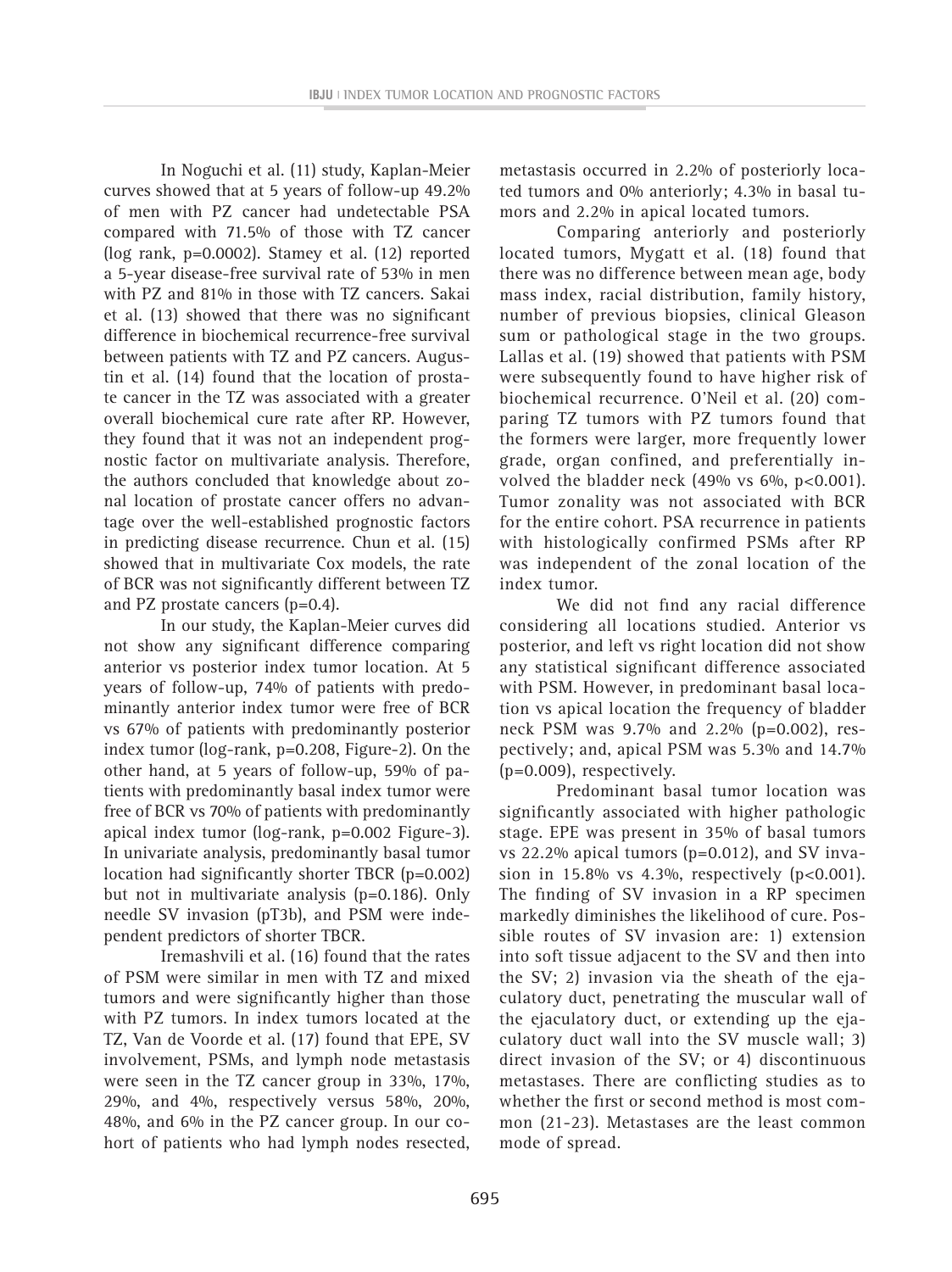In Noguchi et al. (11) study, Kaplan-Meier curves showed that at 5 years of follow-up 49.2% of men with PZ cancer had undetectable PSA compared with 71.5% of those with TZ cancer (log rank, p=0.0002). Stamey et al. (12) reported a 5-year disease-free survival rate of 53% in men with PZ and 81% in those with TZ cancers. Sakai et al. (13) showed that there was no significant difference in biochemical recurrence-free survival between patients with TZ and PZ cancers. Augustin et al. (14) found that the location of prostate cancer in the TZ was associated with a greater overall biochemical cure rate after RP. However, they found that it was not an independent prognostic factor on multivariate analysis. Therefore, the authors concluded that knowledge about zonal location of prostate cancer offers no advantage over the well-established prognostic factors in predicting disease recurrence. Chun et al. (15) showed that in multivariate Cox models, the rate of BCR was not significantly different between TZ and PZ prostate cancers (p=0.4).

In our study, the Kaplan-Meier curves did not show any significant difference comparing anterior vs posterior index tumor location. At 5 years of follow-up, 74% of patients with predominantly anterior index tumor were free of BCR vs 67% of patients with predominantly posterior index tumor (log-rank, p=0.208, Figure-2). On the other hand, at 5 years of follow-up, 59% of patients with predominantly basal index tumor were free of BCR vs 70% of patients with predominantly apical index tumor (log-rank, p=0.002 Figure-3). In univariate analysis, predominantly basal tumor location had significantly shorter TBCR (p=0.002) but not in multivariate analysis (p=0.186). Only needle SV invasion (pT3b), and PSM were independent predictors of shorter TBCR.

Iremashvili et al. (16) found that the rates of PSM were similar in men with TZ and mixed tumors and were significantly higher than those with PZ tumors. In index tumors located at the TZ, Van de Voorde et al. (17) found that EPE, SV involvement, PSMs, and lymph node metastasis were seen in the TZ cancer group in 33%, 17%, 29%, and 4%, respectively versus 58%, 20%, 48%, and 6% in the PZ cancer group. In our cohort of patients who had lymph nodes resected, metastasis occurred in 2.2% of posteriorly located tumors and 0% anteriorly; 4.3% in basal tumors and 2.2% in apical located tumors.

Comparing anteriorly and posteriorly located tumors, Mygatt et al. (18) found that there was no difference between mean age, body mass index, racial distribution, family history, number of previous biopsies, clinical Gleason sum or pathological stage in the two groups. Lallas et al. (19) showed that patients with PSM were subsequently found to have higher risk of biochemical recurrence. O'Neil et al. (20) comparing TZ tumors with PZ tumors found that the formers were larger, more frequently lower grade, organ confined, and preferentially involved the bladder neck (49% vs 6%, p<0.001). Tumor zonality was not associated with BCR for the entire cohort. PSA recurrence in patients with histologically confirmed PSMs after RP was independent of the zonal location of the index tumor.

We did not find any racial difference considering all locations studied. Anterior vs posterior, and left vs right location did not show any statistical significant difference associated with PSM. However, in predominant basal location vs apical location the frequency of bladder neck PSM was 9.7% and 2.2% (p=0.002), respectively; and, apical PSM was 5.3% and 14.7% (p=0.009), respectively.

Predominant basal tumor location was significantly associated with higher pathologic stage. EPE was present in 35% of basal tumors vs 22.2% apical tumors (p=0.012), and SV invasion in 15.8% vs 4.3%, respectively (p<0.001). The finding of SV invasion in a RP specimen markedly diminishes the likelihood of cure. Possible routes of SV invasion are: 1) extension into soft tissue adjacent to the SV and then into the SV; 2) invasion via the sheath of the ejaculatory duct, penetrating the muscular wall of the ejaculatory duct, or extending up the ejaculatory duct wall into the SV muscle wall; 3) direct invasion of the SV; or 4) discontinuous metastases. There are conflicting studies as to whether the first or second method is most common (21-23). Metastases are the least common mode of spread.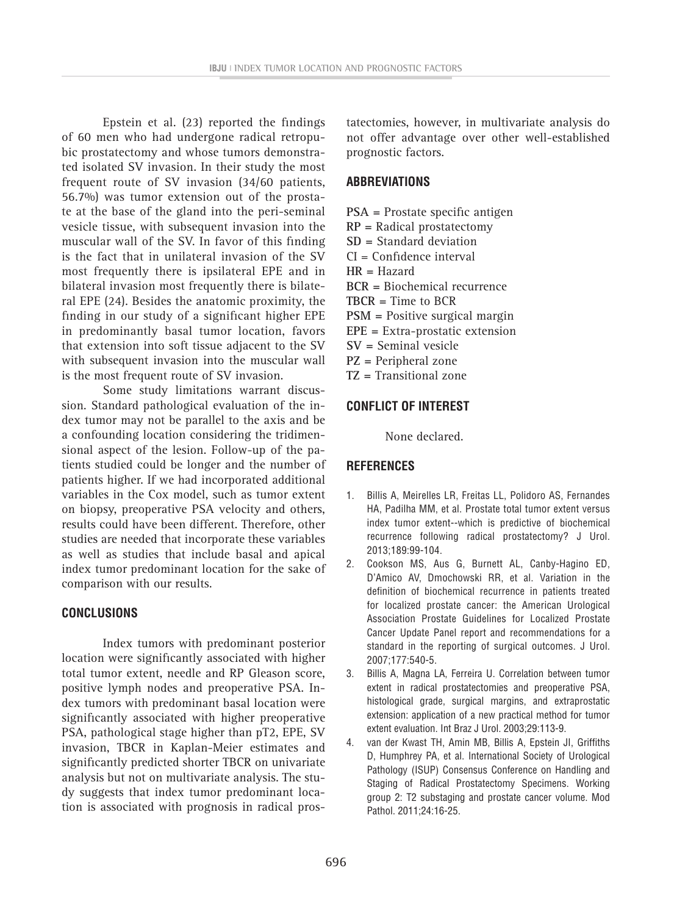Epstein et al. (23) reported the findings of 60 men who had undergone radical retropubic prostatectomy and whose tumors demonstrated isolated SV invasion. In their study the most frequent route of SV invasion (34/60 patients, 56.7%) was tumor extension out of the prostate at the base of the gland into the peri-seminal vesicle tissue, with subsequent invasion into the muscular wall of the SV. In favor of this finding is the fact that in unilateral invasion of the SV most frequently there is ipsilateral EPE and in bilateral invasion most frequently there is bilateral EPE (24). Besides the anatomic proximity, the finding in our study of a significant higher EPE in predominantly basal tumor location, favors that extension into soft tissue adjacent to the SV with subsequent invasion into the muscular wall is the most frequent route of SV invasion.

Some study limitations warrant discussion. Standard pathological evaluation of the index tumor may not be parallel to the axis and be a confounding location considering the tridimensional aspect of the lesion. Follow-up of the patients studied could be longer and the number of patients higher. If we had incorporated additional variables in the Cox model, such as tumor extent on biopsy, preoperative PSA velocity and others, results could have been different. Therefore, other studies are needed that incorporate these variables as well as studies that include basal and apical index tumor predominant location for the sake of comparison with our results.

## CONCLUSIONS

Index tumors with predominant posterior location were significantly associated with higher total tumor extent, needle and RP Gleason score, positive lymph nodes and preoperative PSA. Index tumors with predominant basal location were significantly associated with higher preoperative PSA, pathological stage higher than pT2, EPE, SV invasion, TBCR in Kaplan-Meier estimates and significantly predicted shorter TBCR on univariate analysis but not on multivariate analysis. The study suggests that index tumor predominant location is associated with prognosis in radical prostatectomies, however, in multivariate analysis do not offer advantage over other well-established prognostic factors.

## ABBREVIATIONS

PSA = Prostate specific antigen
RP = Radical prostatectomy
SD = Standard deviation
CI = Confidence interval
HR = Hazard
BCR = Biochemical recurrence
TBCR = Time to BCR
PSM = Positive surgical margin
EPE = Extra-prostatic extension
SV = Seminal vesicle
PZ = Peripheral zone
TZ = Transitional zone

## CONFLICT OF INTEREST

None declared.

## REFERENCES

1. Billis A, Meirelles LR, Freitas LL, Polidoro AS, Fernandes HA, Padilha MM, et al. Prostate total tumor extent versus index tumor extent--which is predictive of biochemical recurrence following radical prostatectomy? J Urol. 2013;189:99-104.
2. Cookson MS, Aus G, Burnett AL, Canby-Hagino ED, D'Amico AV, Dmochowski RR, et al. Variation in the definition of biochemical recurrence in patients treated for localized prostate cancer: the American Urological Association Prostate Guidelines for Localized Prostate Cancer Update Panel report and recommendations for a standard in the reporting of surgical outcomes. J Urol. 2007;177:540-5.
3. Billis A, Magna LA, Ferreira U. Correlation between tumor extent in radical prostatectomies and preoperative PSA, histological grade, surgical margins, and extraprostatic extension: application of a new practical method for tumor extent evaluation. Int Braz J Urol. 2003;29:113-9.
4. van der Kwast TH, Amin MB, Billis A, Epstein JI, Griffiths D, Humphrey PA, et al. International Society of Urological Pathology (ISUP) Consensus Conference on Handling and Staging of Radical Prostatectomy Specimens. Working group 2: T2 substaging and prostate cancer volume. Mod Pathol. 2011;24:16-25.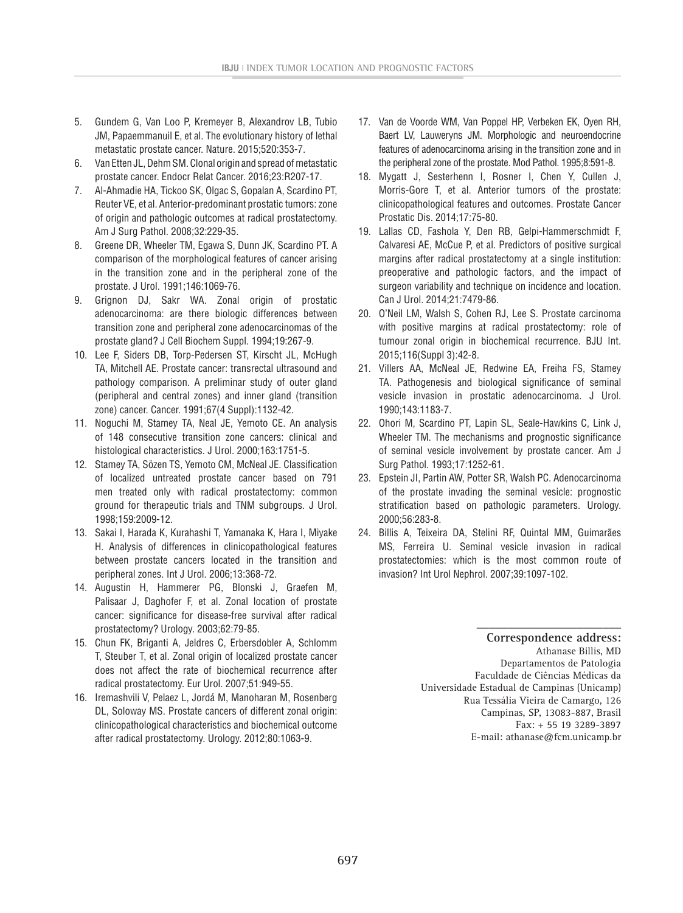5. Gundem G, Van Loo P, Kremeyer B, Alexandrov LB, Tubio JM, Papaemmanuil E, et al. The evolutionary history of lethal metastatic prostate cancer. Nature. 2015;520:353-7.
6. Van Etten JL, Dehm SM. Clonal origin and spread of metastatic prostate cancer. Endocr Relat Cancer. 2016;23:R207-17.
7. Al-Ahmadie HA, Tickoo SK, Olgac S, Gopalan A, Scardino PT, Reuter VE, et al. Anterior-predominant prostatic tumors: zone of origin and pathologic outcomes at radical prostatectomy. Am J Surg Pathol. 2008;32:229-35.
8. Greene DR, Wheeler TM, Egawa S, Dunn JK, Scardino PT. A comparison of the morphological features of cancer arising in the transition zone and in the peripheral zone of the prostate. J Urol. 1991;146:1069-76.
9. Grignon DJ, Sakr WA. Zonal origin of prostatic adenocarcinoma: are there biologic differences between transition zone and peripheral zone adenocarcinomas of the prostate gland? J Cell Biochem Suppl. 1994;19:267-9.
10. Lee F, Siders DB, Torp-Pedersen ST, Kirscht JL, McHugh TA, Mitchell AE. Prostate cancer: transrectal ultrasound and pathology comparison. A preliminar study of outer gland (peripheral and central zones) and inner gland (transition zone) cancer. Cancer. 1991;67(4 Suppl):1132-42.
11. Noguchi M, Stamey TA, Neal JE, Yemoto CE. An analysis of 148 consecutive transition zone cancers: clinical and histological characteristics. J Urol. 2000;163:1751-5.
12. Stamey TA, Sözen TS, Yemoto CM, McNeal JE. Classification of localized untreated prostate cancer based on 791 men treated only with radical prostatectomy: common ground for therapeutic trials and TNM subgroups. J Urol. 1998;159:2009-12.
13. Sakai I, Harada K, Kurahashi T, Yamanaka K, Hara I, Miyake H. Analysis of differences in clinicopathological features between prostate cancers located in the transition and peripheral zones. Int J Urol. 2006;13:368-72.
14. Augustin H, Hammerer PG, Blonski J, Graefen M, Palisaar J, Daghofer F, et al. Zonal location of prostate cancer: significance for disease-free survival after radical prostatectomy? Urology. 2003;62:79-85.
15. Chun FK, Briganti A, Jeldres C, Erbersdobler A, Schlomm T, Steuber T, et al. Zonal origin of localized prostate cancer does not affect the rate of biochemical recurrence after radical prostatectomy. Eur Urol. 2007;51:949-55.
16. Iremashvili V, Pelaez L, Jordá M, Manoharan M, Rosenberg DL, Soloway MS. Prostate cancers of different zonal origin: clinicopathological characteristics and biochemical outcome after radical prostatectomy. Urology. 2012;80:1063-9.
17. Van de Voorde WM, Van Poppel HP, Verbeken EK, Oyen RH, Baert LV, Lauweryns JM. Morphologic and neuroendocrine features of adenocarcinoma arising in the transition zone and in the peripheral zone of the prostate. Mod Pathol. 1995;8:591-8.
18. Mygatt J, Sesterhenn I, Rosner I, Chen Y, Cullen J, Morris-Gore T, et al. Anterior tumors of the prostate: clinicopathological features and outcomes. Prostate Cancer Prostatic Dis. 2014;17:75-80.
19. Lallas CD, Fashola Y, Den RB, Gelpi-Hammerschmidt F, Calvaresi AE, McCue P, et al. Predictors of positive surgical margins after radical prostatectomy at a single institution: preoperative and pathologic factors, and the impact of surgeon variability and technique on incidence and location. Can J Urol. 2014;21:7479-86.
20. O'Neil LM, Walsh S, Cohen RJ, Lee S. Prostate carcinoma with positive margins at radical prostatectomy: role of tumour zonal origin in biochemical recurrence. BJU Int. 2015;116(Suppl 3):42-8.
21. Villers AA, McNeal JE, Redwine EA, Freiha FS, Stamey TA. Pathogenesis and biological significance of seminal vesicle invasion in prostatic adenocarcinoma. J Urol. 1990;143:1183-7.
22. Ohori M, Scardino PT, Lapin SL, Seale-Hawkins C, Link J, Wheeler TM. The mechanisms and prognostic significance of seminal vesicle involvement by prostate cancer. Am J Surg Pathol. 1993;17:1252-61.
23. Epstein JI, Partin AW, Potter SR, Walsh PC. Adenocarcinoma of the prostate invading the seminal vesicle: prognostic stratification based on pathologic parameters. Urology. 2000;56:283-8.
24. Billis A, Teixeira DA, Stelini RF, Quintal MM, Guimarães MS, Ferreira U. Seminal vesicle invasion in radical prostatectomies: which is the most common route of invasion? Int Urol Nephrol. 2007;39:1097-102.

**Correspondence address:**
Athanase Billis, MD
Departamentos de Patologia
Faculdade de Ciências Médicas da
Universidade Estadual de Campinas (Unicamp)
Rua Tessália Vieira de Camargo, 126
Campinas, SP, 13083-887, Brasil
Fax: + 55 19 3289-3897
E-mail: athanase@fcm.unicamp.br